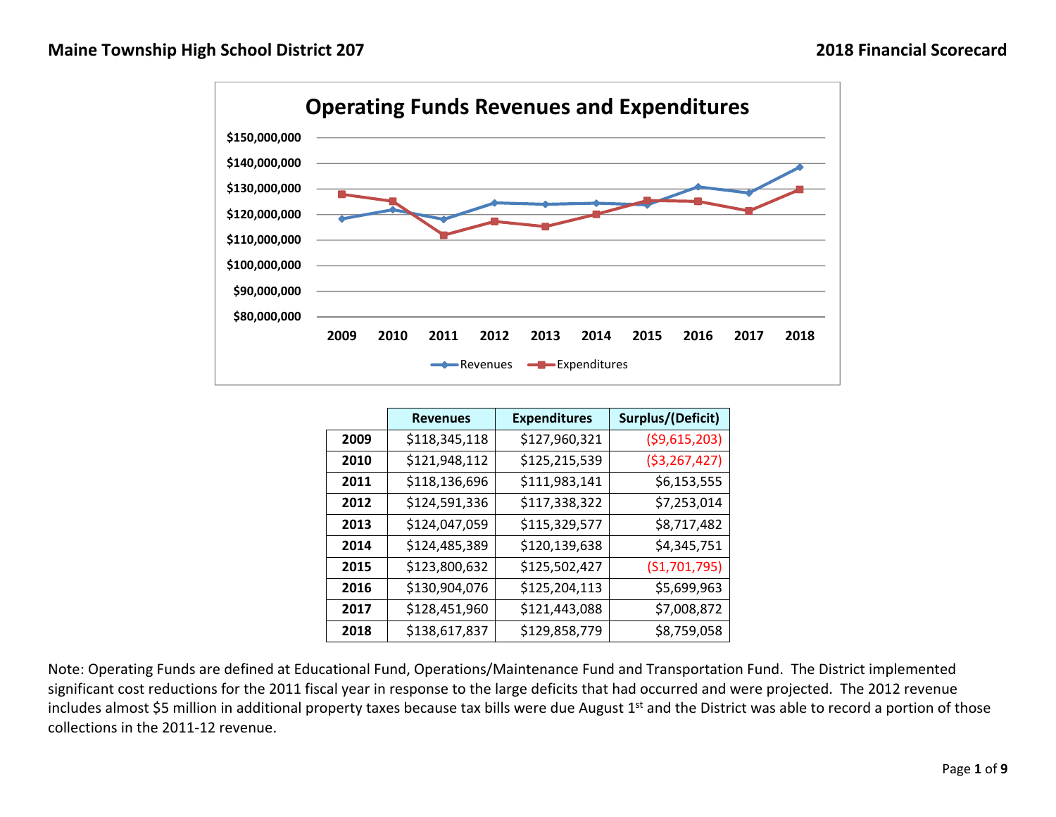# Maine Township High School District 207

## 2018 Financial Scorecard

### Operating Funds Revenues and Expenditures

| | Revenues | Expenditures | Surplus/(Deficit) |
|---|---|---|---|
| 2009 | $118,345,118 | $127,960,321 | ($9,615,203) |
| 2010 | $121,948,112 | $125,215,539 | ($3,267,427) |
| 2011 | $118,136,696 | $111,983,141 | $6,153,555 |
| 2012 | $124,591,336 | $117,338,322 | $7,253,014 |
| 2013 | $124,047,059 | $115,329,577 | $8,717,482 |
| 2014 | $124,485,389 | $120,139,638 | $4,345,751 |
| 2015 | $123,800,632 | $125,502,427 | ($1,701,795) |
| 2016 | $130,904,076 | $125,204,113 | $5,699,963 |
| 2017 | $128,451,960 | $121,443,088 | $7,008,872 |
| 2018 | $138,617,837 | $129,858,779 | $8,759,058 |

Note: Operating Funds are defined at Educational Fund, Operations/Maintenance Fund and Transportation Fund. The District implemented significant cost reductions for the 2011 fiscal year in response to the large deficits that had occurred and were projected. The 2012 revenue includes almost $5 million in additional property taxes because tax bills were due August 1st and the District was able to record a portion of those collections in the 2011-12 revenue.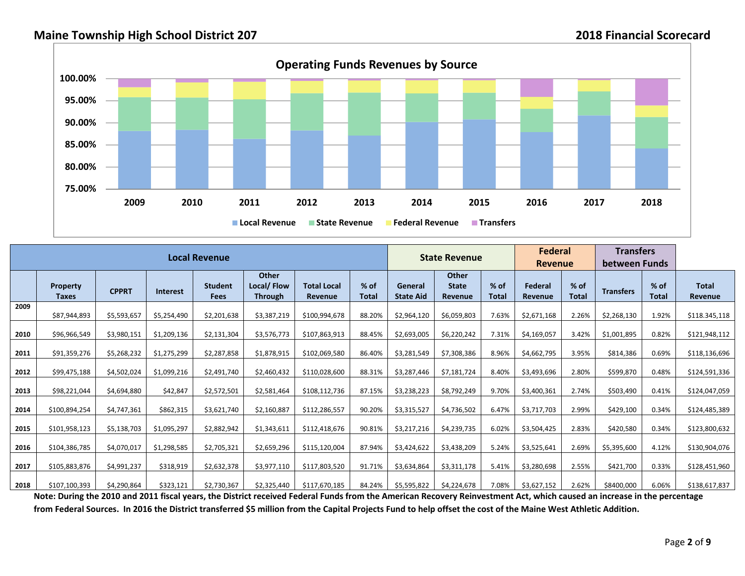# Maine Township High School District 207

## 2018 Financial Scorecard

### Operating Funds Revenues by Source

| | Local Revenue | | | | | | | State Revenue | | | Federal Revenue | | Transfers between Funds | | |
|---|---|---|---|---|---|---|---|---|---|---|---|---|---|---|---|
| | Property Taxes | CPPRT | Interest | Student Fees | Other Local/ Flow Through | Total Local Revenue | % of Total | General State Aid | Other State Revenue | % of Total | Federal Revenue | % of Total | Transfers | % of Total | Total Revenue |
| 2009 | $87,944,893 | $5,593,657 | $5,254,490 | $2,201,638 | $3,387,219 | $100,994,678 | 88.20% | $2,964,120 | $6,059,803 | 7.63% | $2,671,168 | 2.26% | $2,268,130 | 1.92% | $118.345,118 |
| 2010 | $96,966,549 | $3,980,151 | $1,209,136 | $2,131,304 | $3,576,773 | $107,863,913 | 88.45% | $2,693,005 | $6,220,242 | 7.31% | $4,169,057 | 3.42% | $1,001,895 | 0.82% | $121,948,112 |
| 2011 | $91,359,276 | $5,268,232 | $1,275,299 | $2,287,858 | $1,878,915 | $102,069,580 | 86.40% | $3,281,549 | $7,308,386 | 8.96% | $4,662,795 | 3.95% | $814,386 | 0.69% | $118,136,696 |
| 2012 | $99,475,188 | $4,502,024 | $1,099,216 | $2,491,740 | $2,460,432 | $110,028,600 | 88.31% | $3,287,446 | $7,181,724 | 8.40% | $3,493,696 | 2.80% | $599,870 | 0.48% | $124,591,336 |
| 2013 | $98,221,044 | $4,694,880 | $42,847 | $2,572,501 | $2,581,464 | $108,112,736 | 87.15% | $3,238,223 | $8,792,249 | 9.70% | $3,400,361 | 2.74% | $503,490 | 0.41% | $124,047,059 |
| 2014 | $100,894,254 | $4,747,361 | $862,315 | $3,621,740 | $2,160,887 | $112,286,557 | 90.20% | $3,315,527 | $4,736,502 | 6.47% | $3,717,703 | 2.99% | $429,100 | 0.34% | $124,485,389 |
| 2015 | $101,958,123 | $5,138,703 | $1,095,297 | $2,882,942 | $1,343,611 | $112,418,676 | 90.81% | $3,217,216 | $4,239,735 | 6.02% | $3,504,425 | 2.83% | $420,580 | 0.34% | $123,800,632 |
| 2016 | $104,386,785 | $4,070,017 | $1,298,585 | $2,705,321 | $2,659,296 | $115,120,004 | 87.94% | $3,424,622 | $3,438,209 | 5.24% | $3,525,641 | 2.69% | $5,395,600 | 4.12% | $130,904,076 |
| 2017 | $105,883,876 | $4,991,237 | $318,919 | $2,632,378 | $3,977,110 | $117,803,520 | 91.71% | $3,634,864 | $3,311,178 | 5.41% | $3,280,698 | 2.55% | $421,700 | 0.33% | $128,451,960 |
| 2018 | $107,100,393 | $4,290,864 | $323,121 | $2,730,367 | $2,325,440 | $117,670,185 | 84.24% | $5,595,822 | $4,224,678 | 7.08% | $3,627,152 | 2.62% | $8400,000 | 6.06% | $138,617,837 |

**Note: During the 2010 and 2011 fiscal years, the District received Federal Funds from the American Recovery Reinvestment Act, which caused an increase in the percentage from Federal Sources. In 2016 the District transferred $5 million from the Capital Projects Fund to help offset the cost of the Maine West Athletic Addition.**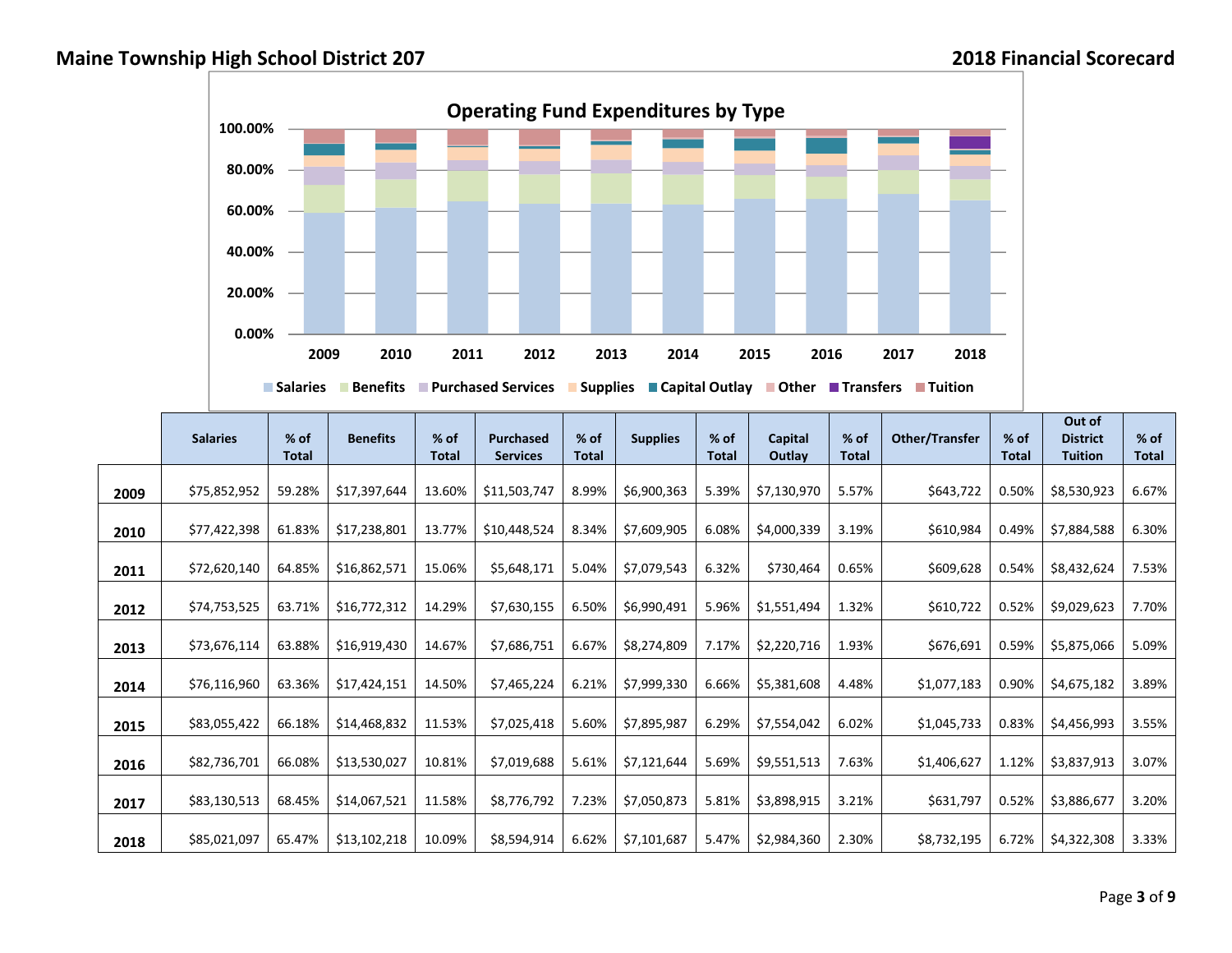## Maine Township High School District 207

## 2018 Financial Scorecard

### Operating Fund Expenditures by Type

| | Salaries | % of Total | Benefits | % of Total | Purchased Services | % of Total | Supplies | % of Total | Capital Outlay | % of Total | Other/Transfer | % of Total | Out of District Tuition | % of Total |
|---|---|---|---|---|---|---|---|---|---|---|---|---|---|---|
| **2009** | $75,852,952 | 59.28% | $17,397,644 | 13.60% | $11,503,747 | 8.99% | $6,900,363 | 5.39% | $7,130,970 | 5.57% | $643,722 | 0.50% | $8,530,923 | 6.67% |
| **2010** | $77,422,398 | 61.83% | $17,238,801 | 13.77% | $10,448,524 | 8.34% | $7,609,905 | 6.08% | $4,000,339 | 3.19% | $610,984 | 0.49% | $7,884,588 | 6.30% |
| **2011** | $72,620,140 | 64.85% | $16,862,571 | 15.06% | $5,648,171 | 5.04% | $7,079,543 | 6.32% | $730,464 | 0.65% | $609,628 | 0.54% | $8,432,624 | 7.53% |
| **2012** | $74,753,525 | 63.71% | $16,772,312 | 14.29% | $7,630,155 | 6.50% | $6,990,491 | 5.96% | $1,551,494 | 1.32% | $610,722 | 0.52% | $9,029,623 | 7.70% |
| **2013** | $73,676,114 | 63.88% | $16,919,430 | 14.67% | $7,686,751 | 6.67% | $8,274,809 | 7.17% | $2,220,716 | 1.93% | $676,691 | 0.59% | $5,875,066 | 5.09% |
| **2014** | $76,116,960 | 63.36% | $17,424,151 | 14.50% | $7,465,224 | 6.21% | $7,999,330 | 6.66% | $5,381,608 | 4.48% | $1,077,183 | 0.90% | $4,675,182 | 3.89% |
| **2015** | $83,055,422 | 66.18% | $14,468,832 | 11.53% | $7,025,418 | 5.60% | $7,895,987 | 6.29% | $7,554,042 | 6.02% | $1,045,733 | 0.83% | $4,456,993 | 3.55% |
| **2016** | $82,736,701 | 66.08% | $13,530,027 | 10.81% | $7,019,688 | 5.61% | $7,121,644 | 5.69% | $9,551,513 | 7.63% | $1,406,627 | 1.12% | $3,837,913 | 3.07% |
| **2017** | $83,130,513 | 68.45% | $14,067,521 | 11.58% | $8,776,792 | 7.23% | $7,050,873 | 5.81% | $3,898,915 | 3.21% | $631,797 | 0.52% | $3,886,677 | 3.20% |
| **2018** | $85,021,097 | 65.47% | $13,102,218 | 10.09% | $8,594,914 | 6.62% | $7,101,687 | 5.47% | $2,984,360 | 2.30% | $8,732,195 | 6.72% | $4,322,308 | 3.33% |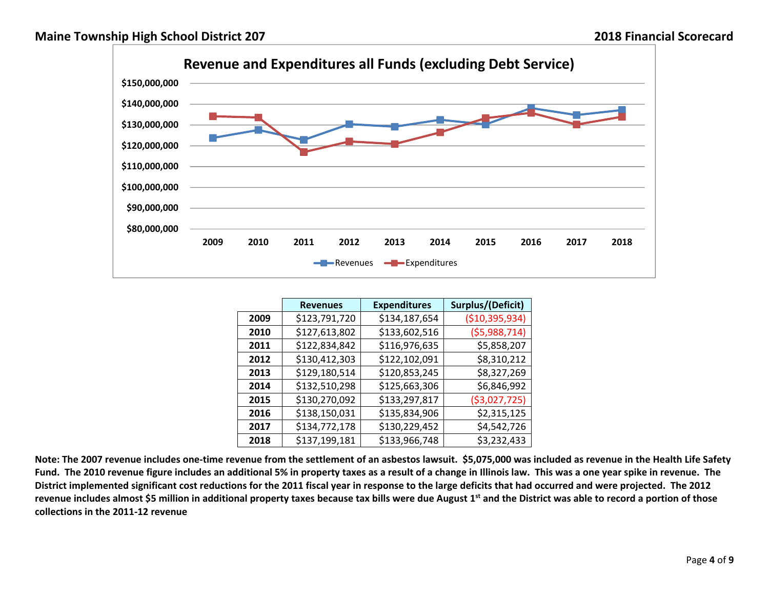## Revenue and Expenditures all Funds (excluding Debt Service)

| | Revenues | Expenditures | Surplus/(Deficit) |
|---|---|---|---|
| **2009** | $123,791,720 | $134,187,654 | ($10,395,934) |
| **2010** | $127,613,802 | $133,602,516 | ($5,988,714) |
| **2011** | $122,834,842 | $116,976,635 | $5,858,207 |
| **2012** | $130,412,303 | $122,102,091 | $8,310,212 |
| **2013** | $129,180,514 | $120,853,245 | $8,327,269 |
| **2014** | $132,510,298 | $125,663,306 | $6,846,992 |
| **2015** | $130,270,092 | $133,297,817 | ($3,027,725) |
| **2016** | $138,150,031 | $135,834,906 | $2,315,125 |
| **2017** | $134,772,178 | $130,229,452 | $4,542,726 |
| **2018** | $137,199,181 | $133,966,748 | $3,232,433 |

**Note: The 2007 revenue includes one-time revenue from the settlement of an asbestos lawsuit. $5,075,000 was included as revenue in the Health Life Safety Fund. The 2010 revenue figure includes an additional 5% in property taxes as a result of a change in Illinois law. This was a one year spike in revenue. The District implemented significant cost reductions for the 2011 fiscal year in response to the large deficits that had occurred and were projected. The 2012 revenue includes almost $5 million in additional property taxes because tax bills were due August 1st and the District was able to record a portion of those collections in the 2011-12 revenue**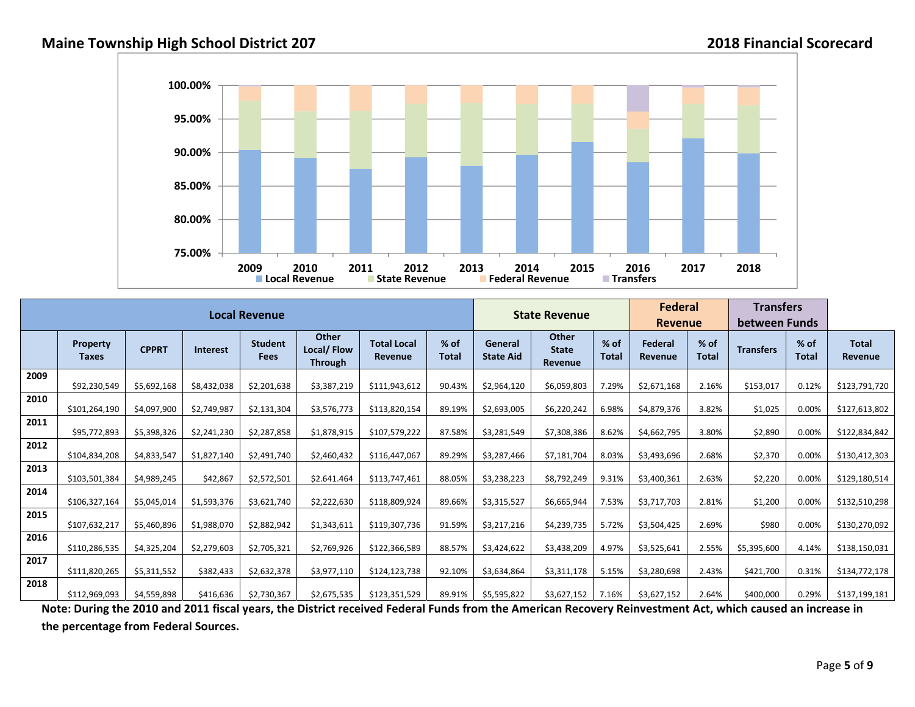## Maine Township High School District 207

## 2018 Financial Scorecard

| | Local Revenue | | | | | | | State Revenue | | | Federal Revenue | | Transfers between Funds | | |
|---|---|---|---|---|---|---|---|---|---|---|---|---|---|---|---|
| | Property Taxes | CPPRT | Interest | Student Fees | Other Local/ Flow Through | Total Local Revenue | % of Total | General State Aid | Other State Revenue | % of Total | Federal Revenue | % of Total | Transfers | % of Total | Total Revenue |
| 2009 | $92,230,549 | $5,692,168 | $8,432,038 | $2,201,638 | $3,387,219 | $111,943,612 | 90.43% | $2,964,120 | $6,059,803 | 7.29% | $2,671,168 | 2.16% | $153,017 | 0.12% | $123,791,720 |
| 2010 | $101,264,190 | $4,097,900 | $2,749,987 | $2,131,304 | $3,576,773 | $113,820,154 | 89.19% | $2,693,005 | $6,220,242 | 6.98% | $4,879,376 | 3.82% | $1,025 | 0.00% | $127,613,802 |
| 2011 | $95,772,893 | $5,398,326 | $2,241,230 | $2,287,858 | $1,878,915 | $107,579,222 | 87.58% | $3,281,549 | $7,308,386 | 8.62% | $4,662,795 | 3.80% | $2,890 | 0.00% | $122,834,842 |
| 2012 | $104,834,208 | $4,833,547 | $1,827,140 | $2,491,740 | $2,460,432 | $116,447,067 | 89.29% | $3,287,466 | $7,181,704 | 8.03% | $3,493,696 | 2.68% | $2,370 | 0.00% | $130,412,303 |
| 2013 | $103,501,384 | $4,989,245 | $42,867 | $2,572,501 | $2.641.464 | $113,747,461 | 88.05% | $3,238,223 | $8,792,249 | 9.31% | $3,400,361 | 2.63% | $2,220 | 0.00% | $129,180,514 |
| 2014 | $106,327,164 | $5,045,014 | $1,593,376 | $3,621,740 | $2,222,630 | $118,809,924 | 89.66% | $3,315,527 | $6,665,944 | 7.53% | $3,717,703 | 2.81% | $1,200 | 0.00% | $132,510,298 |
| 2015 | $107,632,217 | $5,460,896 | $1,988,070 | $2,882,942 | $1,343,611 | $119,307,736 | 91.59% | $3,217,216 | $4,239,735 | 5.72% | $3,504,425 | 2.69% | $980 | 0.00% | $130,270,092 |
| 2016 | $110,286,535 | $4,325,204 | $2,279,603 | $2,705,321 | $2,769,926 | $122,366,589 | 88.57% | $3,424,622 | $3,438,209 | 4.97% | $3,525,641 | 2.55% | $5,395,600 | 4.14% | $138,150,031 |
| 2017 | $111,820,265 | $5,311,552 | $382,433 | $2,632,378 | $3,977,110 | $124,123,738 | 92.10% | $3,634,864 | $3,311,178 | 5.15% | $3,280,698 | 2.43% | $421,700 | 0.31% | $134,772,178 |
| 2018 | $112,969,093 | $4,559,898 | $416,636 | $2,730,367 | $2,675,535 | $123,351,529 | 89.91% | $5,595,822 | $3,627,152 | 7.16% | $3,627,152 | 2.64% | $400,000 | 0.29% | $137,199,181 |

**Note: During the 2010 and 2011 fiscal years, the District received Federal Funds from the American Recovery Reinvestment Act, which caused an increase in the percentage from Federal Sources.**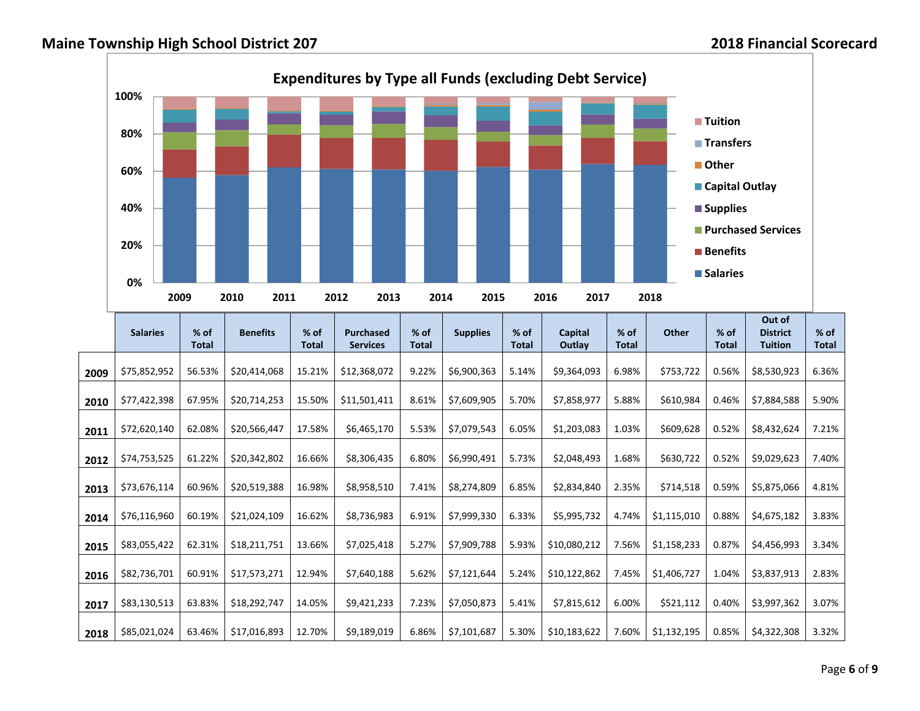## Maine Township High School District 207

## 2018 Financial Scorecard

### Expenditures by Type all Funds (excluding Debt Service)

|  | Salaries | % of Total | Benefits | % of Total | Purchased Services | % of Total | Supplies | % of Total | Capital Outlay | % of Total | Other | % of Total | Out of District Tuition | % of Total |
|---|---|---|---|---|---|---|---|---|---|---|---|---|---|---|
| **2009** | $75,852,952 | 56.53% | $20,414,068 | 15.21% | $12,368,072 | 9.22% | $6,900,363 | 5.14% | $9,364,093 | 6.98% | $753,722 | 0.56% | $8,530,923 | 6.36% |
| **2010** | $77,422,398 | 67.95% | $20,714,253 | 15.50% | $11,501,411 | 8.61% | $7,609,905 | 5.70% | $7,858,977 | 5.88% | $610,984 | 0.46% | $7,884,588 | 5.90% |
| **2011** | $72,620,140 | 62.08% | $20,566,447 | 17.58% | $6,465,170 | 5.53% | $7,079,543 | 6.05% | $1,203,083 | 1.03% | $609,628 | 0.52% | $8,432,624 | 7.21% |
| **2012** | $74,753,525 | 61.22% | $20,342,802 | 16.66% | $8,306,435 | 6.80% | $6,990,491 | 5.73% | $2,048,493 | 1.68% | $630,722 | 0.52% | $9,029,623 | 7.40% |
| **2013** | $73,676,114 | 60.96% | $20,519,388 | 16.98% | $8,958,510 | 7.41% | $8,274,809 | 6.85% | $2,834,840 | 2.35% | $714,518 | 0.59% | $5,875,066 | 4.81% |
| **2014** | $76,116,960 | 60.19% | $21,024,109 | 16.62% | $8,736,983 | 6.91% | $7,999,330 | 6.33% | $5,995,732 | 4.74% | $1,115,010 | 0.88% | $4,675,182 | 3.83% |
| **2015** | $83,055,422 | 62.31% | $18,211,751 | 13.66% | $7,025,418 | 5.27% | $7,909,788 | 5.93% | $10,080,212 | 7.56% | $1,158,233 | 0.87% | $4,456,993 | 3.34% |
| **2016** | $82,736,701 | 60.91% | $17,573,271 | 12.94% | $7,640,188 | 5.62% | $7,121,644 | 5.24% | $10,122,862 | 7.45% | $1,406,727 | 1.04% | $3,837,913 | 2.83% |
| **2017** | $83,130,513 | 63.83% | $18,292,747 | 14.05% | $9,421,233 | 7.23% | $7,050,873 | 5.41% | $7,815,612 | 6.00% | $521,112 | 0.40% | $3,997,362 | 3.07% |
| **2018** | $85,021,024 | 63.46% | $17,016,893 | 12.70% | $9,189,019 | 6.86% | $7,101,687 | 5.30% | $10,183,622 | 7.60% | $1,132,195 | 0.85% | $4,322,308 | 3.32% |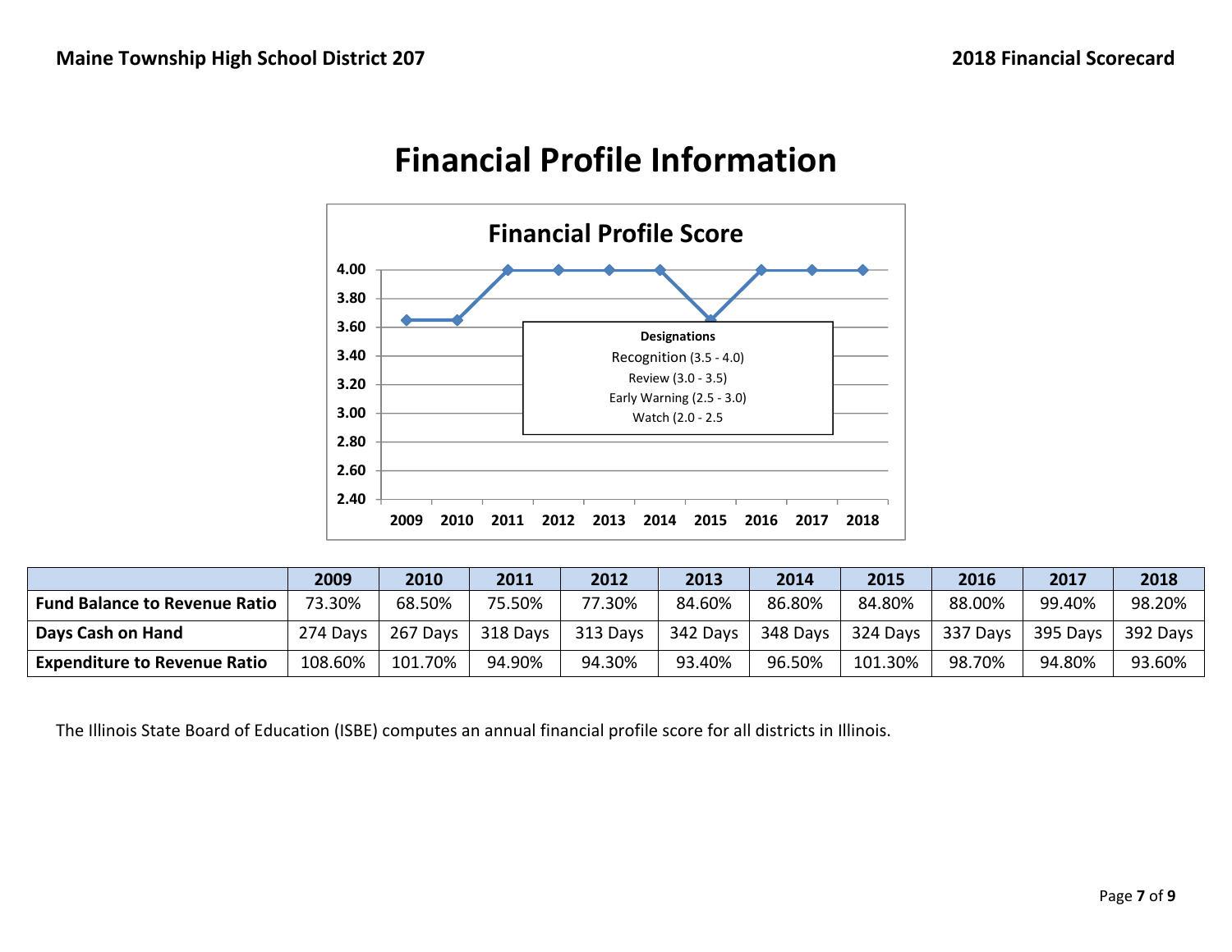# Financial Profile Information

| | 2009 | 2010 | 2011 | 2012 | 2013 | 2014 | 2015 | 2016 | 2017 | 2018 |
|---|---|---|---|---|---|---|---|---|---|---|
| **Fund Balance to Revenue Ratio** | 73.30% | 68.50% | 75.50% | 77.30% | 84.60% | 86.80% | 84.80% | 88.00% | 99.40% | 98.20% |
| **Days Cash on Hand** | 274 Days | 267 Days | 318 Days | 313 Days | 342 Days | 348 Days | 324 Days | 337 Days | 395 Days | 392 Days |
| **Expenditure to Revenue Ratio** | 108.60% | 101.70% | 94.90% | 94.30% | 93.40% | 96.50% | 101.30% | 98.70% | 94.80% | 93.60% |

The Illinois State Board of Education (ISBE) computes an annual financial profile score for all districts in Illinois.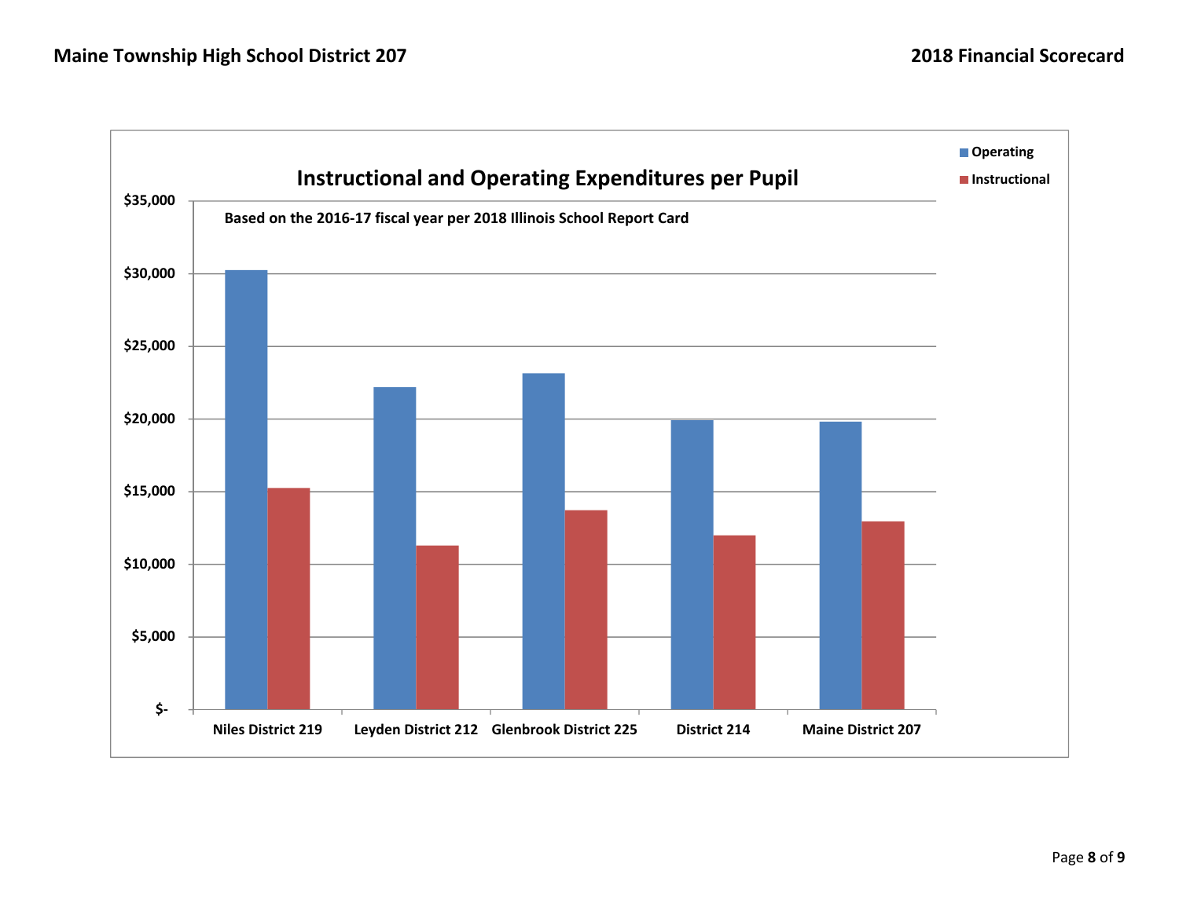## Instructional and Operating Expenditures per Pupil

Based on the 2016-17 fiscal year per 2018 Illinois School Report Card

Legend: Operating, Instructional

Districts: Niles District 219, Leyden District 212, Glenbrook District 225, District 214, Maine District 207

Y-axis: $-, $5,000, $10,000, $15,000, $20,000, $25,000, $30,000, $35,000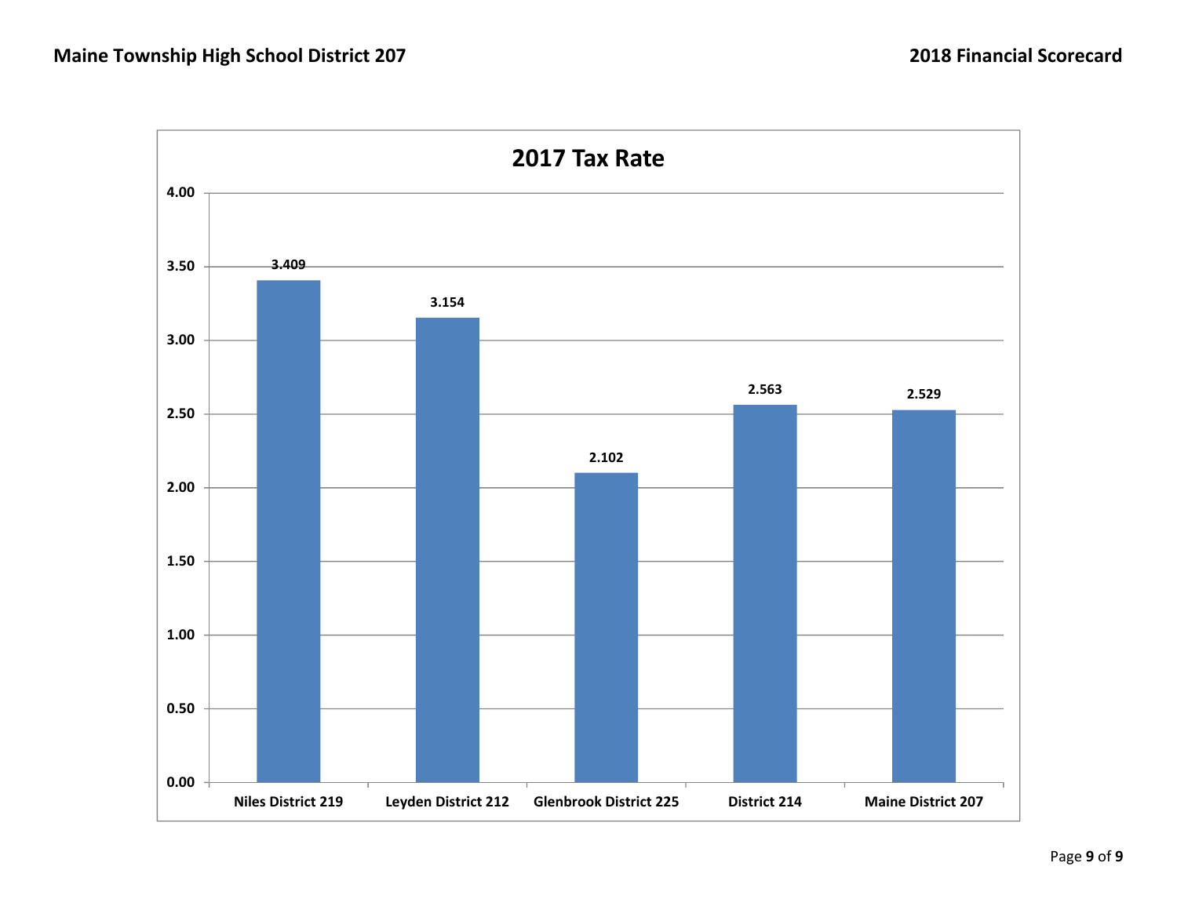## 2017 Tax Rate

4.00
3.50
3.00
2.50
2.00
1.50
1.00
0.50
0.00

3.409
3.154
2.102
2.563
2.529

Niles District 219
Leyden District 212
Glenbrook District 225
District 214
Maine District 207